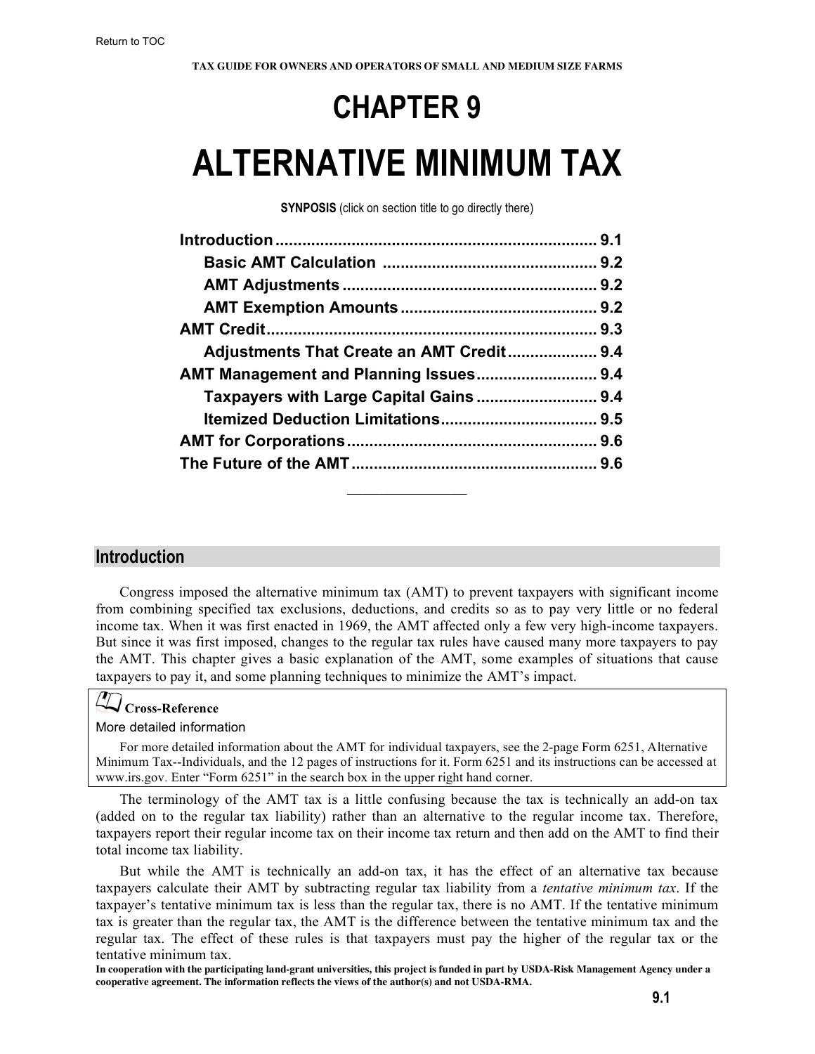Return to TOC

# CHAPTER 9

# ALTERNATIVE MINIMUM TAX

**SYNOPSIS** (click on section title to go directly there)

**Introduction** ........................................................................ 9.1
- **Basic AMT Calculation** ................................................ 9.2
- **AMT Adjustments** ........................................................ 9.2
- **AMT Exemption Amounts** ............................................ 9.2

**AMT Credit** .......................................................................... 9.3
- **Adjustments That Create an AMT Credit** .................... 9.4

**AMT Management and Planning Issues** ........................... 9.4
- **Taxpayers with Large Capital Gains** ........................... 9.4
- **Itemized Deduction Limitations** ................................... 9.5

**AMT for Corporations** ........................................................ 9.6

**The Future of the AMT** ....................................................... 9.6

---

## Introduction

Congress imposed the alternative minimum tax (AMT) to prevent taxpayers with significant income from combining specified tax exclusions, deductions, and credits so as to pay very little or no federal income tax. When it was first enacted in 1969, the AMT affected only a few very high-income taxpayers. But since it was first imposed, changes to the regular tax rules have caused many more taxpayers to pay the AMT. This chapter gives a basic explanation of the AMT, some examples of situations that cause taxpayers to pay it, and some planning techniques to minimize the AMT's impact.

> **Cross-Reference**
>
> More detailed information
>
> For more detailed information about the AMT for individual taxpayers, see the 2-page Form 6251, Alternative Minimum Tax--Individuals, and the 12 pages of instructions for it. Form 6251 and its instructions can be accessed at www.irs.gov. Enter "Form 6251" in the search box in the upper right hand corner.

The terminology of the AMT tax is a little confusing because the tax is technically an add-on tax (added on to the regular tax liability) rather than an alternative to the regular income tax. Therefore, taxpayers report their regular income tax on their income tax return and then add on the AMT to find their total income tax liability.

But while the AMT is technically an add-on tax, it has the effect of an alternative tax because taxpayers calculate their AMT by subtracting regular tax liability from a *tentative minimum tax*. If the taxpayer's tentative minimum tax is less than the regular tax, there is no AMT. If the tentative minimum tax is greater than the regular tax, the AMT is the difference between the tentative minimum tax and the regular tax. The effect of these rules is that taxpayers must pay the higher of the regular tax or the tentative minimum tax.

**In cooperation with the participating land-grant universities, this project is funded in part by USDA-Risk Management Agency under a cooperative agreement. The information reflects the views of the author(s) and not USDA-RMA.**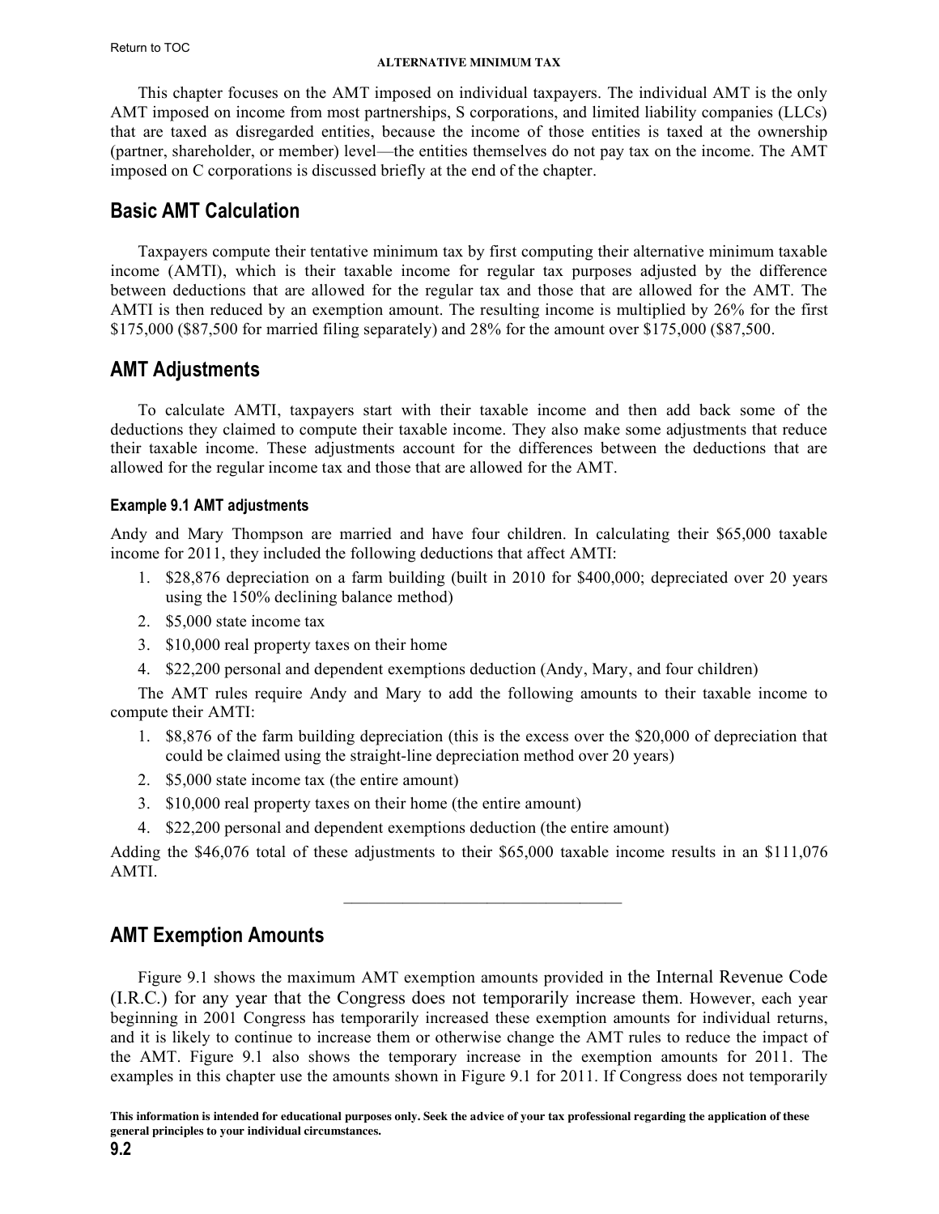This chapter focuses on the AMT imposed on individual taxpayers. The individual AMT is the only AMT imposed on income from most partnerships, S corporations, and limited liability companies (LLCs) that are taxed as disregarded entities, because the income of those entities is taxed at the ownership (partner, shareholder, or member) level—the entities themselves do not pay tax on the income. The AMT imposed on C corporations is discussed briefly at the end of the chapter.

## Basic AMT Calculation

Taxpayers compute their tentative minimum tax by first computing their alternative minimum taxable income (AMTI), which is their taxable income for regular tax purposes adjusted by the difference between deductions that are allowed for the regular tax and those that are allowed for the AMT. The AMTI is then reduced by an exemption amount. The resulting income is multiplied by 26% for the first $175,000 ($87,500 for married filing separately) and 28% for the amount over $175,000 ($87,500.

## AMT Adjustments

To calculate AMTI, taxpayers start with their taxable income and then add back some of the deductions they claimed to compute their taxable income. They also make some adjustments that reduce their taxable income. These adjustments account for the differences between the deductions that are allowed for the regular income tax and those that are allowed for the AMT.

#### Example 9.1 AMT adjustments

Andy and Mary Thompson are married and have four children. In calculating their $65,000 taxable income for 2011, they included the following deductions that affect AMTI:

1. $28,876 depreciation on a farm building (built in 2010 for $400,000; depreciated over 20 years using the 150% declining balance method)
2. $5,000 state income tax
3. $10,000 real property taxes on their home
4. $22,200 personal and dependent exemptions deduction (Andy, Mary, and four children)

The AMT rules require Andy and Mary to add the following amounts to their taxable income to compute their AMTI:

1. $8,876 of the farm building depreciation (this is the excess over the $20,000 of depreciation that could be claimed using the straight-line depreciation method over 20 years)
2. $5,000 state income tax (the entire amount)
3. $10,000 real property taxes on their home (the entire amount)
4. $22,200 personal and dependent exemptions deduction (the entire amount)

Adding the $46,076 total of these adjustments to their $65,000 taxable income results in an $111,076 AMTI.

---

## AMT Exemption Amounts

Figure 9.1 shows the maximum AMT exemption amounts provided in the Internal Revenue Code (I.R.C.) for any year that the Congress does not temporarily increase them. However, each year beginning in 2001 Congress has temporarily increased these exemption amounts for individual returns, and it is likely to continue to increase them or otherwise change the AMT rules to reduce the impact of the AMT. Figure 9.1 also shows the temporary increase in the exemption amounts for 2011. The examples in this chapter use the amounts shown in Figure 9.1 for 2011. If Congress does not temporarily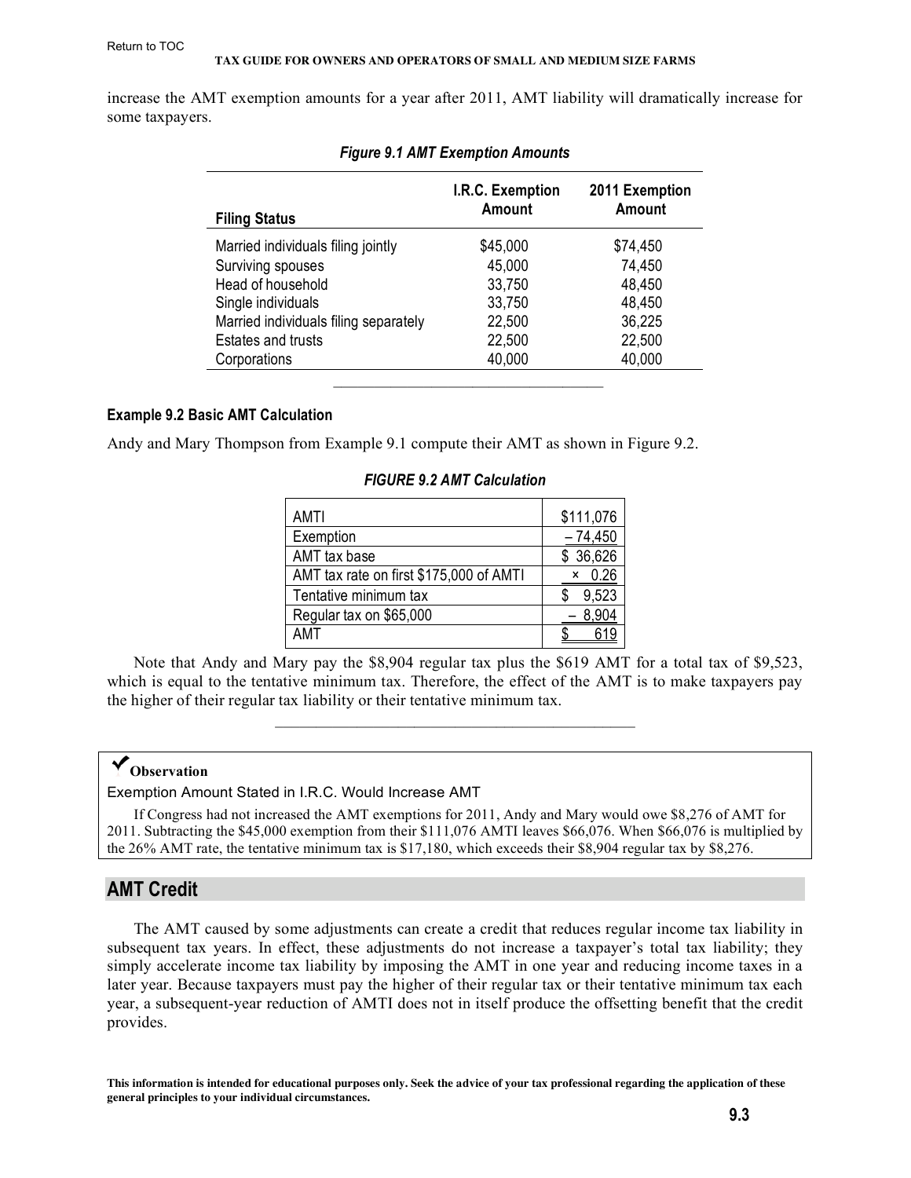increase the AMT exemption amounts for a year after 2011, AMT liability will dramatically increase for some taxpayers.

*Figure 9.1 AMT Exemption Amounts*

| Filing Status | I.R.C. Exemption Amount | 2011 Exemption Amount |
|---|---|---|
| Married individuals filing jointly | $45,000 | $74,450 |
| Surviving spouses | 45,000 | 74,450 |
| Head of household | 33,750 | 48,450 |
| Single individuals | 33,750 | 48,450 |
| Married individuals filing separately | 22,500 | 36,225 |
| Estates and trusts | 22,500 | 22,500 |
| Corporations | 40,000 | 40,000 |

---

**Example 9.2 Basic AMT Calculation**

Andy and Mary Thompson from Example 9.1 compute their AMT as shown in Figure 9.2.

*FIGURE 9.2 AMT Calculation*

| | |
|---|---|
| AMTI | $111,076 |
| Exemption | – 74,450 |
| AMT tax base | $ 36,626 |
| AMT tax rate on first $175,000 of AMTI | × 0.26 |
| Tentative minimum tax | $ 9,523 |
| Regular tax on $65,000 | – 8,904 |
| AMT | $ 619 |

Note that Andy and Mary pay the $8,904 regular tax plus the $619 AMT for a total tax of $9,523, which is equal to the tentative minimum tax. Therefore, the effect of the AMT is to make taxpayers pay the higher of their regular tax liability or their tentative minimum tax.

---

**✔Observation**

Exemption Amount Stated in I.R.C. Would Increase AMT

If Congress had not increased the AMT exemptions for 2011, Andy and Mary would owe $8,276 of AMT for 2011. Subtracting the $45,000 exemption from their $111,076 AMTI leaves $66,076. When $66,076 is multiplied by the 26% AMT rate, the tentative minimum tax is $17,180, which exceeds their $8,904 regular tax by $8,276.

## AMT Credit

The AMT caused by some adjustments can create a credit that reduces regular income tax liability in subsequent tax years. In effect, these adjustments do not increase a taxpayer's total tax liability; they simply accelerate income tax liability by imposing the AMT in one year and reducing income taxes in a later year. Because taxpayers must pay the higher of their regular tax or their tentative minimum tax each year, a subsequent-year reduction of AMTI does not in itself produce the offsetting benefit that the credit provides.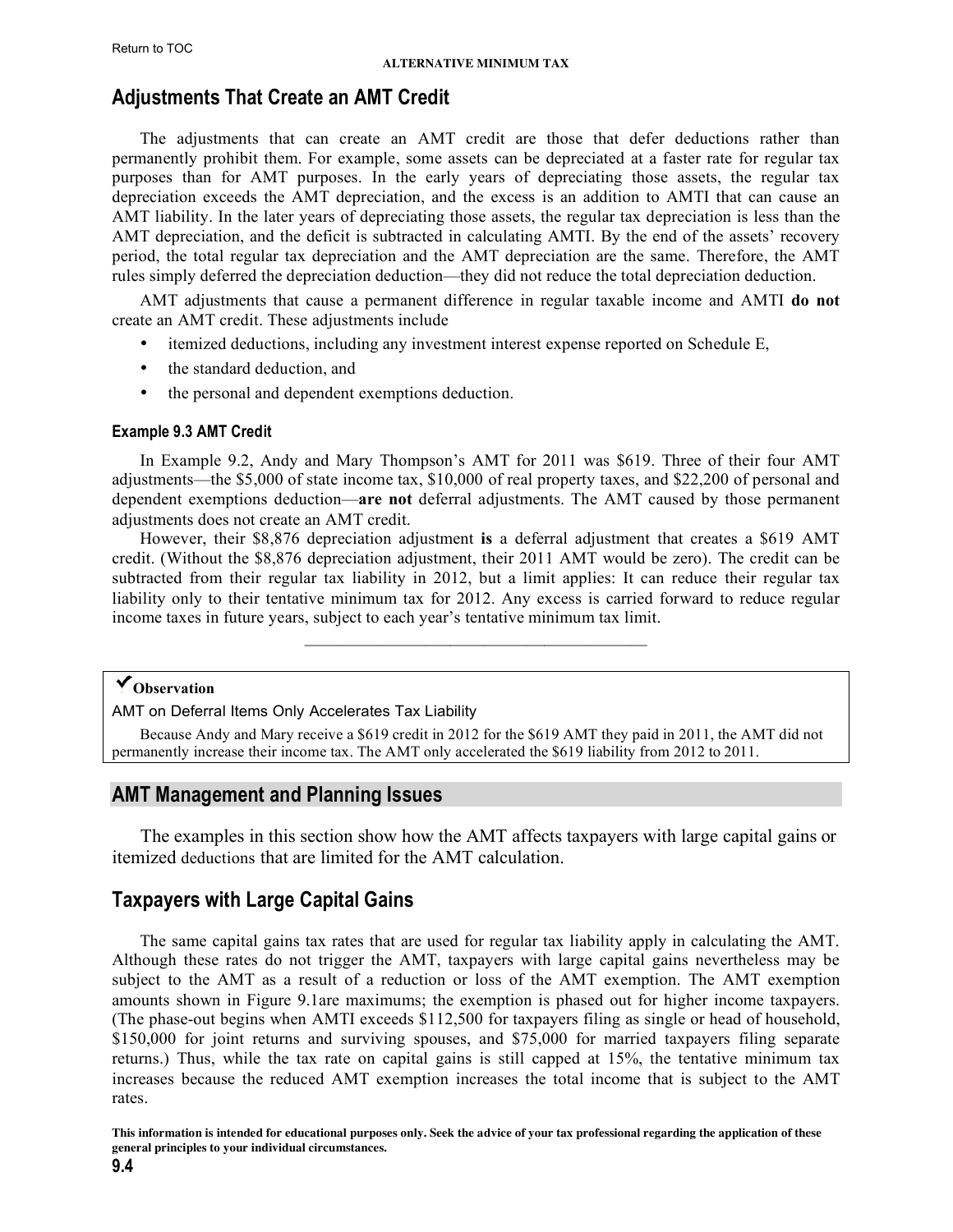## Adjustments That Create an AMT Credit

The adjustments that can create an AMT credit are those that defer deductions rather than permanently prohibit them. For example, some assets can be depreciated at a faster rate for regular tax purposes than for AMT purposes. In the early years of depreciating those assets, the regular tax depreciation exceeds the AMT depreciation, and the excess is an addition to AMTI that can cause an AMT liability. In the later years of depreciating those assets, the regular tax depreciation is less than the AMT depreciation, and the deficit is subtracted in calculating AMTI. By the end of the assets' recovery period, the total regular tax depreciation and the AMT depreciation are the same. Therefore, the AMT rules simply deferred the depreciation deduction—they did not reduce the total depreciation deduction.

AMT adjustments that cause a permanent difference in regular taxable income and AMTI **do not** create an AMT credit. These adjustments include

- itemized deductions, including any investment interest expense reported on Schedule E,
- the standard deduction, and
- the personal and dependent exemptions deduction.

#### Example 9.3 AMT Credit

In Example 9.2, Andy and Mary Thompson's AMT for 2011 was $619. Three of their four AMT adjustments—the $5,000 of state income tax, $10,000 of real property taxes, and $22,200 of personal and dependent exemptions deduction—**are not** deferral adjustments. The AMT caused by those permanent adjustments does not create an AMT credit.

However, their $8,876 depreciation adjustment **is** a deferral adjustment that creates a $619 AMT credit. (Without the $8,876 depreciation adjustment, their 2011 AMT would be zero). The credit can be subtracted from their regular tax liability in 2012, but a limit applies: It can reduce their regular tax liability only to their tentative minimum tax for 2012. Any excess is carried forward to reduce regular income taxes in future years, subject to each year's tentative minimum tax limit.

---

> ✔**Observation**
>
> AMT on Deferral Items Only Accelerates Tax Liability
>
> Because Andy and Mary receive a $619 credit in 2012 for the $619 AMT they paid in 2011, the AMT did not permanently increase their income tax. The AMT only accelerated the $619 liability from 2012 to 2011.

## AMT Management and Planning Issues

The examples in this section show how the AMT affects taxpayers with large capital gains or itemized deductions that are limited for the AMT calculation.

## Taxpayers with Large Capital Gains

The same capital gains tax rates that are used for regular tax liability apply in calculating the AMT. Although these rates do not trigger the AMT, taxpayers with large capital gains nevertheless may be subject to the AMT as a result of a reduction or loss of the AMT exemption. The AMT exemption amounts shown in Figure 9.1are maximums; the exemption is phased out for higher income taxpayers. (The phase-out begins when AMTI exceeds $112,500 for taxpayers filing as single or head of household, $150,000 for joint returns and surviving spouses, and $75,000 for married taxpayers filing separate returns.) Thus, while the tax rate on capital gains is still capped at 15%, the tentative minimum tax increases because the reduced AMT exemption increases the total income that is subject to the AMT rates.

This information is intended for educational purposes only. Seek the advice of your tax professional regarding the application of these general principles to your individual circumstances.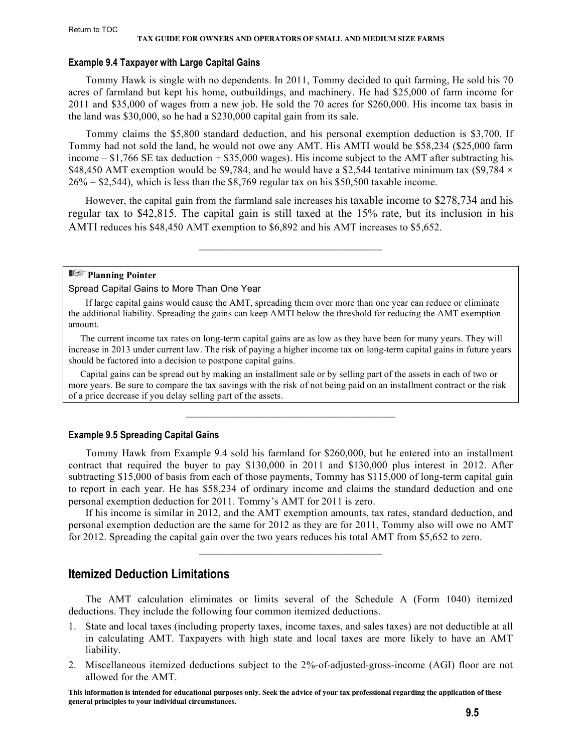#### Example 9.4 Taxpayer with Large Capital Gains

Tommy Hawk is single with no dependents. In 2011, Tommy decided to quit farming, He sold his 70 acres of farmland but kept his home, outbuildings, and machinery. He had $25,000 of farm income for 2011 and $35,000 of wages from a new job. He sold the 70 acres for $260,000. His income tax basis in the land was $30,000, so he had a $230,000 capital gain from its sale.

Tommy claims the $5,800 standard deduction, and his personal exemption deduction is $3,700. If Tommy had not sold the land, he would not owe any AMT. His AMTI would be $58,234 ($25,000 farm income – $1,766 SE tax deduction + $35,000 wages). His income subject to the AMT after subtracting his $48,450 AMT exemption would be $9,784, and he would have a $2,544 tentative minimum tax ($9,784 × 26% = $2,544), which is less than the $8,769 regular tax on his $50,500 taxable income.

However, the capital gain from the farmland sale increases his taxable income to $278,734 and his regular tax to $42,815. The capital gain is still taxed at the 15% rate, but its inclusion in his AMTI reduces his $48,450 AMT exemption to $6,892 and his AMT increases to $5,652.

---

> **Planning Pointer**
>
> Spread Capital Gains to More Than One Year
>
> If large capital gains would cause the AMT, spreading them over more than one year can reduce or eliminate the additional liability. Spreading the gains can keep AMTI below the threshold for reducing the AMT exemption amount.
>
> The current income tax rates on long-term capital gains are as low as they have been for many years. They will increase in 2013 under current law. The risk of paying a higher income tax on long-term capital gains in future years should be factored into a decision to postpone capital gains.
>
> Capital gains can be spread out by making an installment sale or by selling part of the assets in each of two or more years. Be sure to compare the tax savings with the risk of not being paid on an installment contract or the risk of a price decrease if you delay selling part of the assets.

---

#### Example 9.5 Spreading Capital Gains

Tommy Hawk from Example 9.4 sold his farmland for $260,000, but he entered into an installment contract that required the buyer to pay $130,000 in 2011 and $130,000 plus interest in 2012. After subtracting $15,000 of basis from each of those payments, Tommy has $115,000 of long-term capital gain to report in each year. He has $58,234 of ordinary income and claims the standard deduction and one personal exemption deduction for 2011. Tommy's AMT for 2011 is zero.

If his income is similar in 2012, and the AMT exemption amounts, tax rates, standard deduction, and personal exemption deduction are the same for 2012 as they are for 2011, Tommy also will owe no AMT for 2012. Spreading the capital gain over the two years reduces his total AMT from $5,652 to zero.

---

## Itemized Deduction Limitations

The AMT calculation eliminates or limits several of the Schedule A (Form 1040) itemized deductions. They include the following four common itemized deductions.

1. State and local taxes (including property taxes, income taxes, and sales taxes) are not deductible at all in calculating AMT. Taxpayers with high state and local taxes are more likely to have an AMT liability.
2. Miscellaneous itemized deductions subject to the 2%-of-adjusted-gross-income (AGI) floor are not allowed for the AMT.

**This information is intended for educational purposes only. Seek the advice of your tax professional regarding the application of these general principles to your individual circumstances.**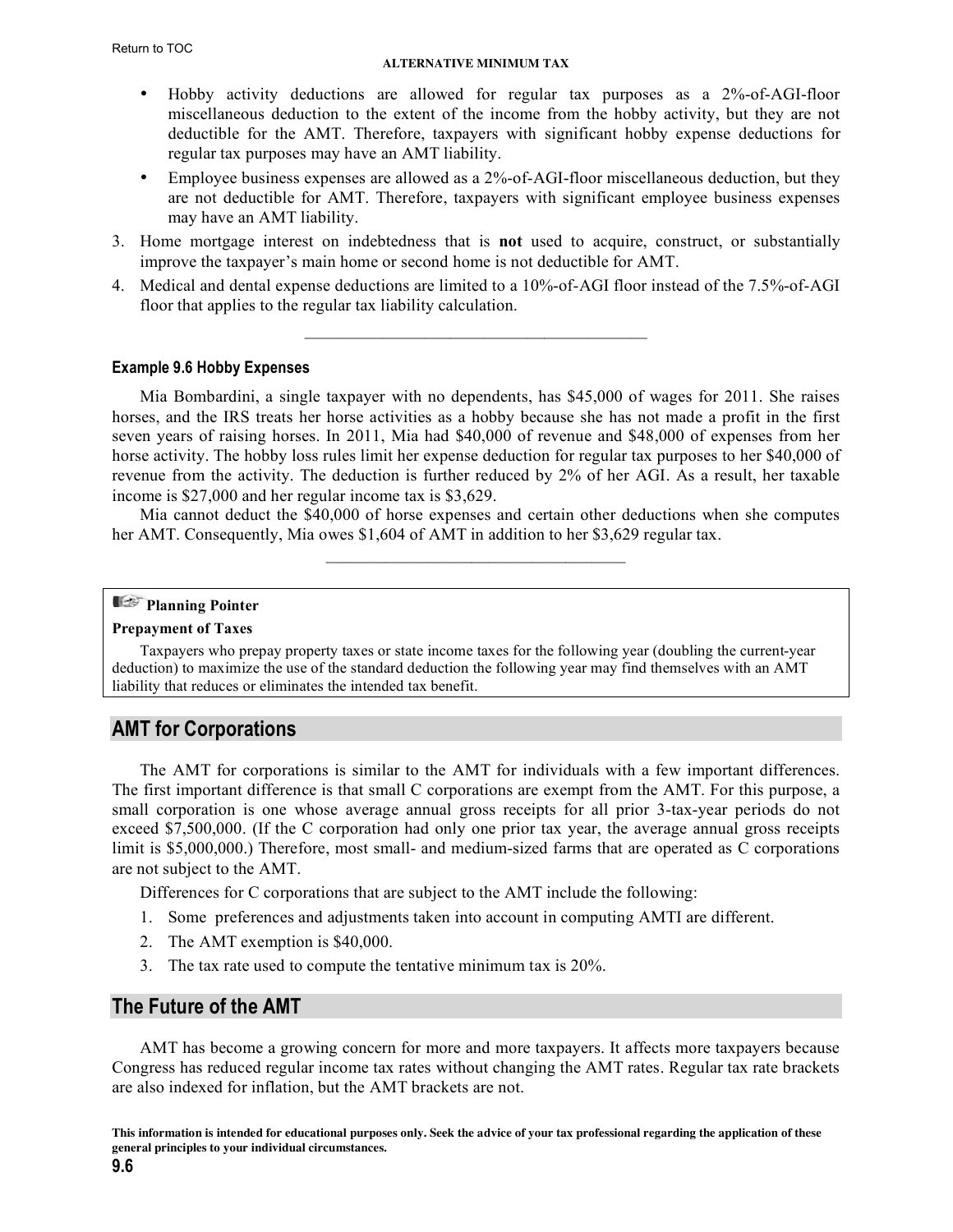- Hobby activity deductions are allowed for regular tax purposes as a 2%-of-AGI-floor miscellaneous deduction to the extent of the income from the hobby activity, but they are not deductible for the AMT. Therefore, taxpayers with significant hobby expense deductions for regular tax purposes may have an AMT liability.
- Employee business expenses are allowed as a 2%-of-AGI-floor miscellaneous deduction, but they are not deductible for AMT. Therefore, taxpayers with significant employee business expenses may have an AMT liability.

3. Home mortgage interest on indebtedness that is **not** used to acquire, construct, or substantially improve the taxpayer's main home or second home is not deductible for AMT.
4. Medical and dental expense deductions are limited to a 10%-of-AGI floor instead of the 7.5%-of-AGI floor that applies to the regular tax liability calculation.

---

#### Example 9.6 Hobby Expenses

Mia Bombardini, a single taxpayer with no dependents, has $45,000 of wages for 2011. She raises horses, and the IRS treats her horse activities as a hobby because she has not made a profit in the first seven years of raising horses. In 2011, Mia had $40,000 of revenue and $48,000 of expenses from her horse activity. The hobby loss rules limit her expense deduction for regular tax purposes to her $40,000 of revenue from the activity. The deduction is further reduced by 2% of her AGI. As a result, her taxable income is $27,000 and her regular income tax is $3,629.

Mia cannot deduct the $40,000 of horse expenses and certain other deductions when she computes her AMT. Consequently, Mia owes $1,604 of AMT in addition to her $3,629 regular tax.

---

> **Planning Pointer**
>
> **Prepayment of Taxes**
>
> Taxpayers who prepay property taxes or state income taxes for the following year (doubling the current-year deduction) to maximize the use of the standard deduction the following year may find themselves with an AMT liability that reduces or eliminates the intended tax benefit.

## AMT for Corporations

The AMT for corporations is similar to the AMT for individuals with a few important differences. The first important difference is that small C corporations are exempt from the AMT. For this purpose, a small corporation is one whose average annual gross receipts for all prior 3-tax-year periods do not exceed $7,500,000. (If the C corporation had only one prior tax year, the average annual gross receipts limit is $5,000,000.) Therefore, most small- and medium-sized farms that are operated as C corporations are not subject to the AMT.

Differences for C corporations that are subject to the AMT include the following:

1. Some preferences and adjustments taken into account in computing AMTI are different.
2. The AMT exemption is $40,000.
3. The tax rate used to compute the tentative minimum tax is 20%.

## The Future of the AMT

AMT has become a growing concern for more and more taxpayers. It affects more taxpayers because Congress has reduced regular income tax rates without changing the AMT rates. Regular tax rate brackets are also indexed for inflation, but the AMT brackets are not.

**This information is intended for educational purposes only. Seek the advice of your tax professional regarding the application of these general principles to your individual circumstances.**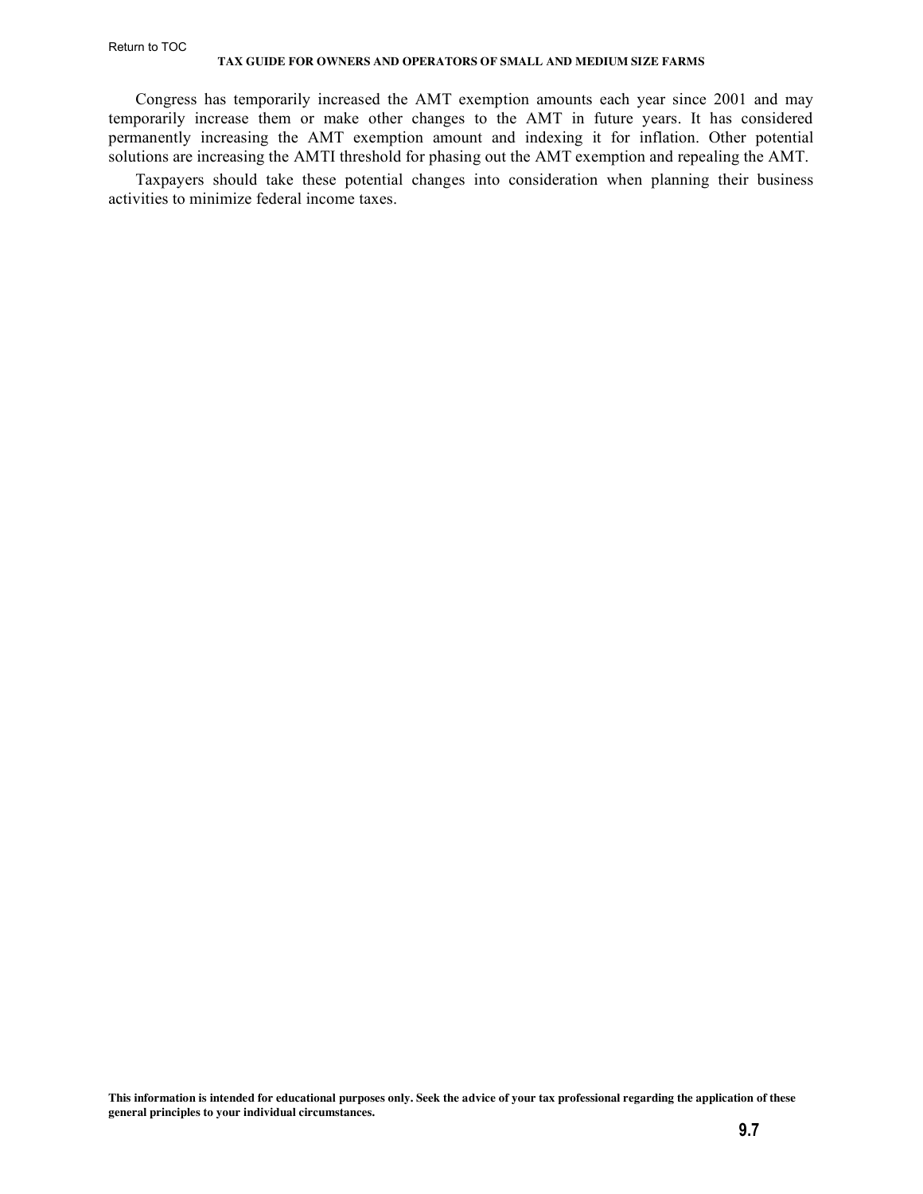Congress has temporarily increased the AMT exemption amounts each year since 2001 and may temporarily increase them or make other changes to the AMT in future years. It has considered permanently increasing the AMT exemption amount and indexing it for inflation. Other potential solutions are increasing the AMTI threshold for phasing out the AMT exemption and repealing the AMT.

Taxpayers should take these potential changes into consideration when planning their business activities to minimize federal income taxes.